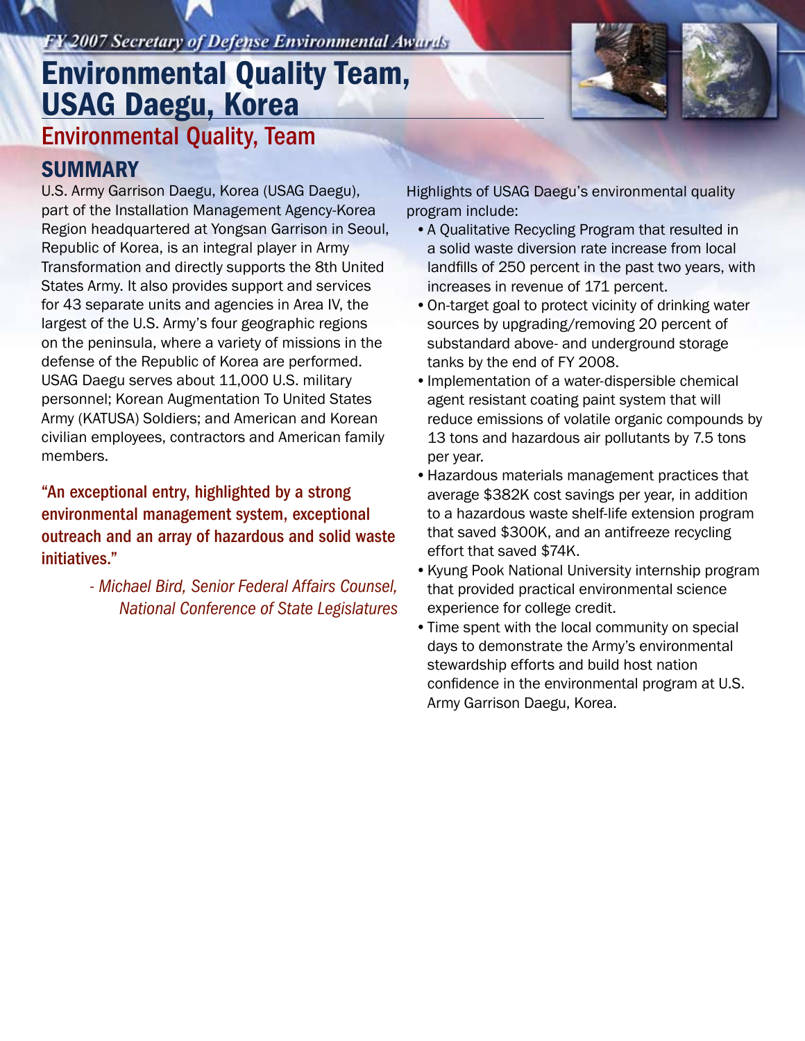*FY 2007 Secretary of Defense Environmental Awards*

# Environmental Quality Team, USAG Daegu, Korea

## Environmental Quality, Team

## SUMMARY

U.S. Army Garrison Daegu, Korea (USAG Daegu), part of the Installation Management Agency-Korea Region headquartered at Yongsan Garrison in Seoul, Republic of Korea, is an integral player in Army Transformation and directly supports the 8th United States Army. It also provides support and services for 43 separate units and agencies in Area IV, the largest of the U.S. Army's four geographic regions on the peninsula, where a variety of missions in the defense of the Republic of Korea are performed. USAG Daegu serves about 11,000 U.S. military personnel; Korean Augmentation To United States Army (KATUSA) Soldiers; and American and Korean civilian employees, contractors and American family members.

**"An exceptional entry, highlighted by a strong environmental management system, exceptional outreach and an array of hazardous and solid waste initiatives."**

*- Michael Bird, Senior Federal Affairs Counsel, National Conference of State Legislatures*

Highlights of USAG Daegu's environmental quality program include:

- A Qualitative Recycling Program that resulted in a solid waste diversion rate increase from local landfills of 250 percent in the past two years, with increases in revenue of 171 percent.
- On-target goal to protect vicinity of drinking water sources by upgrading/removing 20 percent of substandard above- and underground storage tanks by the end of FY 2008.
- Implementation of a water-dispersible chemical agent resistant coating paint system that will reduce emissions of volatile organic compounds by 13 tons and hazardous air pollutants by 7.5 tons per year.
- Hazardous materials management practices that average $382K cost savings per year, in addition to a hazardous waste shelf-life extension program that saved $300K, and an antifreeze recycling effort that saved $74K.
- Kyung Pook National University internship program that provided practical environmental science experience for college credit.
- Time spent with the local community on special days to demonstrate the Army's environmental stewardship efforts and build host nation confidence in the environmental program at U.S. Army Garrison Daegu, Korea.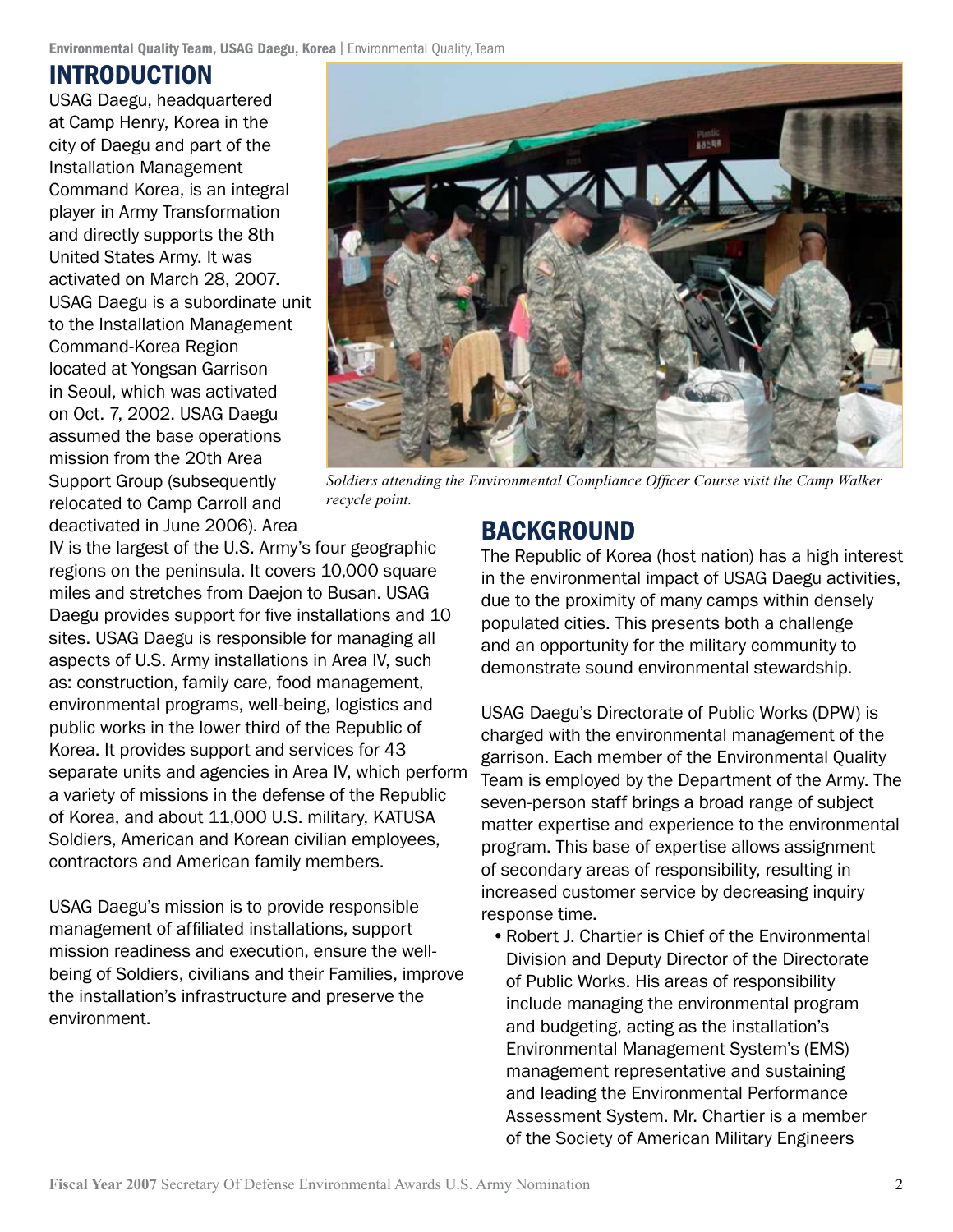## INTRODUCTION

USAG Daegu, headquartered at Camp Henry, Korea in the city of Daegu and part of the Installation Management Command Korea, is an integral player in Army Transformation and directly supports the 8th United States Army. It was activated on March 28, 2007. USAG Daegu is a subordinate unit to the Installation Management Command-Korea Region located at Yongsan Garrison in Seoul, which was activated on Oct. 7, 2002. USAG Daegu assumed the base operations mission from the 20th Area Support Group (subsequently relocated to Camp Carroll and deactivated in June 2006). Area IV is the largest of the U.S. Army's four geographic regions on the peninsula. It covers 10,000 square miles and stretches from Daejon to Busan. USAG Daegu provides support for five installations and 10 sites. USAG Daegu is responsible for managing all aspects of U.S. Army installations in Area IV, such as: construction, family care, food management, environmental programs, well-being, logistics and public works in the lower third of the Republic of Korea. It provides support and services for 43 separate units and agencies in Area IV, which perform a variety of missions in the defense of the Republic of Korea, and about 11,000 U.S. military, KATUSA Soldiers, American and Korean civilian employees, contractors and American family members.

USAG Daegu's mission is to provide responsible management of affiliated installations, support mission readiness and execution, ensure the well-being of Soldiers, civilians and their Families, improve the installation's infrastructure and preserve the environment.

*Soldiers attending the Environmental Compliance Officer Course visit the Camp Walker recycle point.*

## BACKGROUND

The Republic of Korea (host nation) has a high interest in the environmental impact of USAG Daegu activities, due to the proximity of many camps within densely populated cities. This presents both a challenge and an opportunity for the military community to demonstrate sound environmental stewardship.

USAG Daegu's Directorate of Public Works (DPW) is charged with the environmental management of the garrison. Each member of the Environmental Quality Team is employed by the Department of the Army. The seven-person staff brings a broad range of subject matter expertise and experience to the environmental program. This base of expertise allows assignment of secondary areas of responsibility, resulting in increased customer service by decreasing inquiry response time.

- Robert J. Chartier is Chief of the Environmental Division and Deputy Director of the Directorate of Public Works. His areas of responsibility include managing the environmental program and budgeting, acting as the installation's Environmental Management System's (EMS) management representative and sustaining and leading the Environmental Performance Assessment System. Mr. Chartier is a member of the Society of American Military Engineers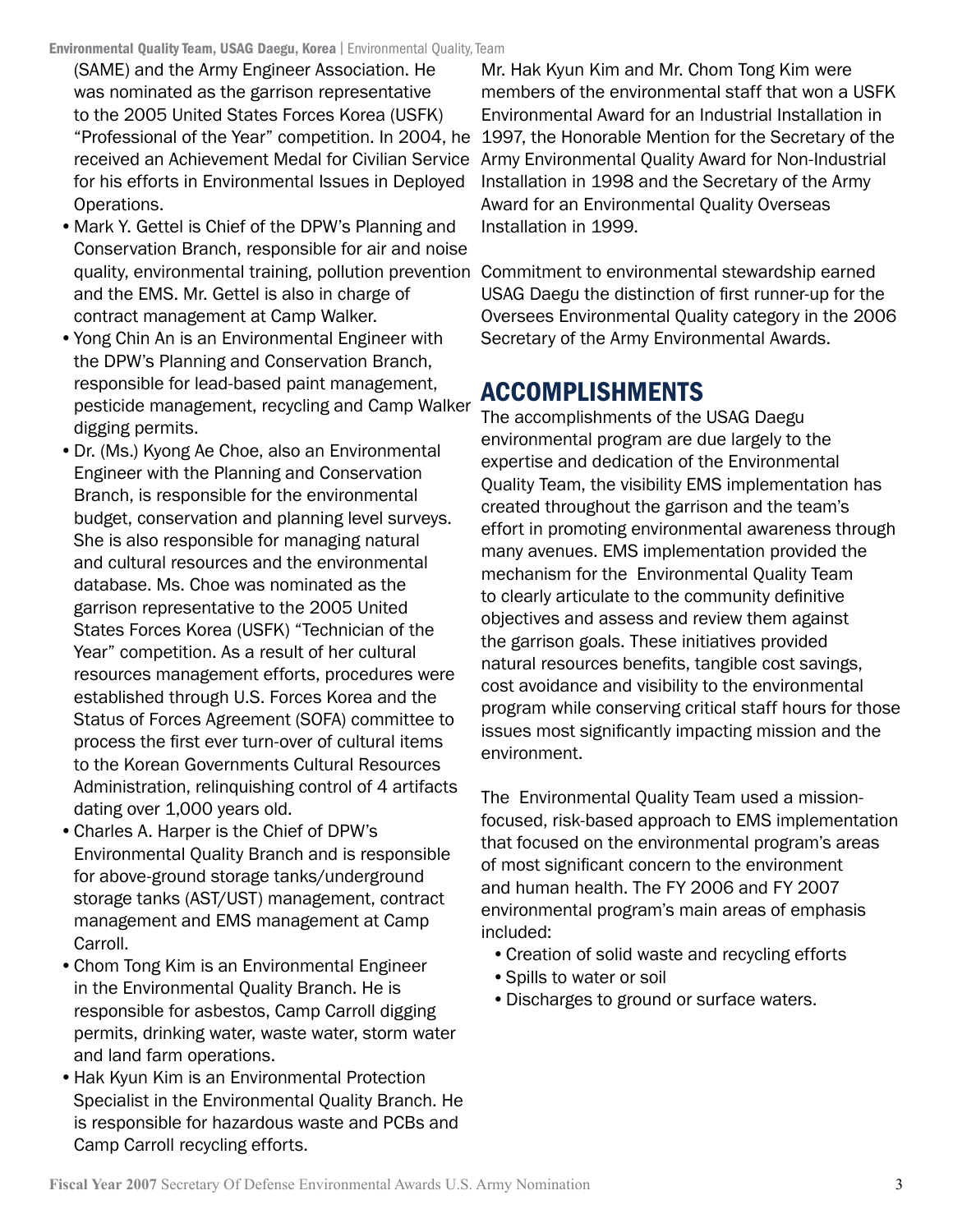(SAME) and the Army Engineer Association. He was nominated as the garrison representative to the 2005 United States Forces Korea (USFK) “Professional of the Year” competition. In 2004, he received an Achievement Medal for Civilian Service for his efforts in Environmental Issues in Deployed Operations.

- Mark Y. Gettel is Chief of the DPW’s Planning and Conservation Branch, responsible for air and noise quality, environmental training, pollution prevention and the EMS. Mr. Gettel is also in charge of contract management at Camp Walker.
- Yong Chin An is an Environmental Engineer with the DPW’s Planning and Conservation Branch, responsible for lead-based paint management, pesticide management, recycling and Camp Walker digging permits.
- Dr. (Ms.) Kyong Ae Choe, also an Environmental Engineer with the Planning and Conservation Branch, is responsible for the environmental budget, conservation and planning level surveys. She is also responsible for managing natural and cultural resources and the environmental database. Ms. Choe was nominated as the garrison representative to the 2005 United States Forces Korea (USFK) “Technician of the Year” competition. As a result of her cultural resources management efforts, procedures were established through U.S. Forces Korea and the Status of Forces Agreement (SOFA) committee to process the first ever turn-over of cultural items to the Korean Governments Cultural Resources Administration, relinquishing control of 4 artifacts dating over 1,000 years old.
- Charles A. Harper is the Chief of DPW’s Environmental Quality Branch and is responsible for above-ground storage tanks/underground storage tanks (AST/UST) management, contract management and EMS management at Camp Carroll.
- Chom Tong Kim is an Environmental Engineer in the Environmental Quality Branch. He is responsible for asbestos, Camp Carroll digging permits, drinking water, waste water, storm water and land farm operations.
- Hak Kyun Kim is an Environmental Protection Specialist in the Environmental Quality Branch. He is responsible for hazardous waste and PCBs and Camp Carroll recycling efforts.

Mr. Hak Kyun Kim and Mr. Chom Tong Kim were members of the environmental staff that won a USFK Environmental Award for an Industrial Installation in 1997, the Honorable Mention for the Secretary of the Army Environmental Quality Award for Non-Industrial Installation in 1998 and the Secretary of the Army Award for an Environmental Quality Overseas Installation in 1999.

Commitment to environmental stewardship earned USAG Daegu the distinction of first runner-up for the Oversees Environmental Quality category in the 2006 Secretary of the Army Environmental Awards.

## ACCOMPLISHMENTS

The accomplishments of the USAG Daegu environmental program are due largely to the expertise and dedication of the Environmental Quality Team, the visibility EMS implementation has created throughout the garrison and the team’s effort in promoting environmental awareness through many avenues. EMS implementation provided the mechanism for the Environmental Quality Team to clearly articulate to the community definitive objectives and assess and review them against the garrison goals. These initiatives provided natural resources benefits, tangible cost savings, cost avoidance and visibility to the environmental program while conserving critical staff hours for those issues most significantly impacting mission and the environment.

The Environmental Quality Team used a mission-focused, risk-based approach to EMS implementation that focused on the environmental program’s areas of most significant concern to the environment and human health. The FY 2006 and FY 2007 environmental program’s main areas of emphasis included:

- Creation of solid waste and recycling efforts
- Spills to water or soil
- Discharges to ground or surface waters.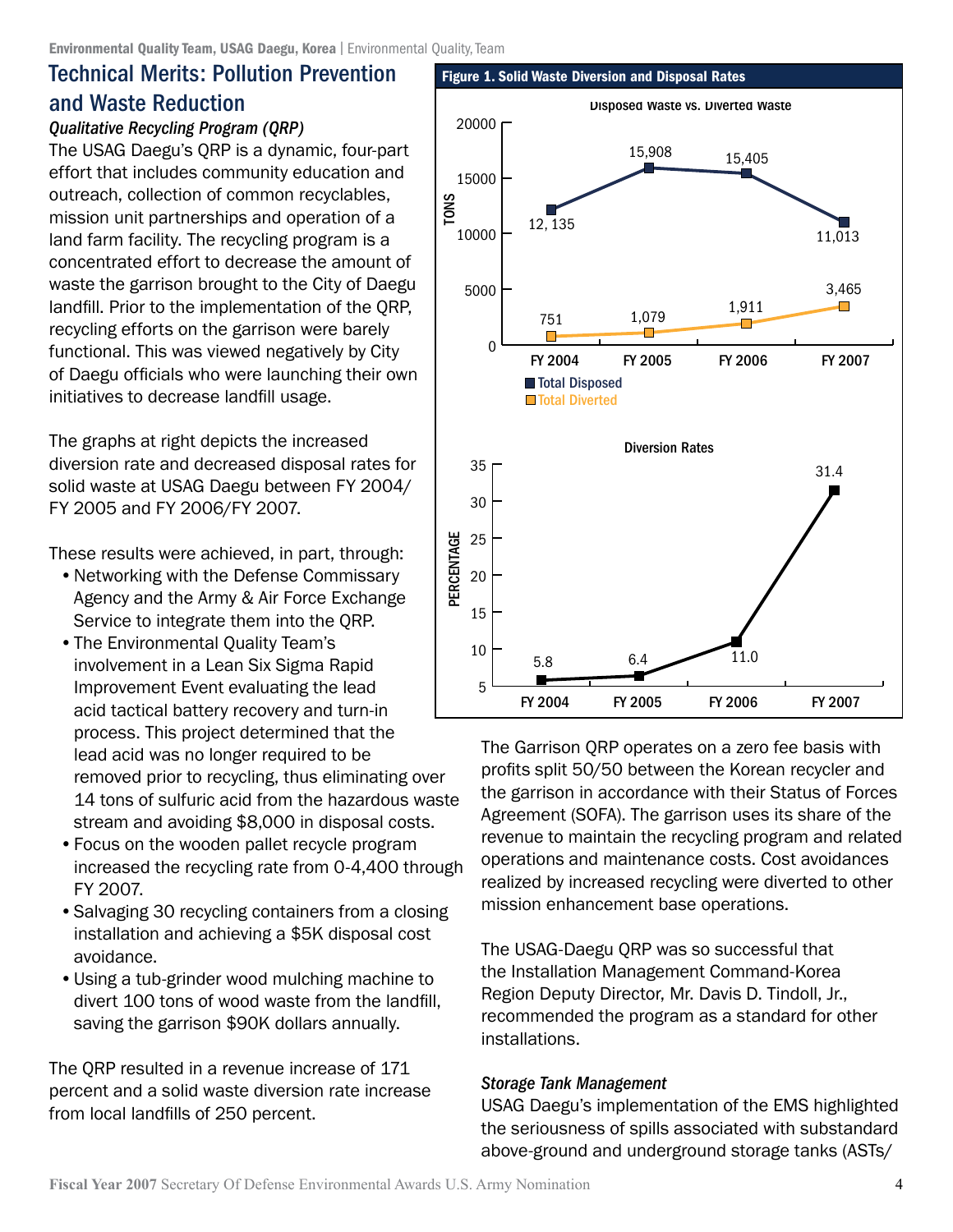## Technical Merits: Pollution Prevention and Waste Reduction

*Qualitative Recycling Program (QRP)*

The USAG Daegu's QRP is a dynamic, four-part effort that includes community education and outreach, collection of common recyclables, mission unit partnerships and operation of a land farm facility. The recycling program is a concentrated effort to decrease the amount of waste the garrison brought to the City of Daegu landfill. Prior to the implementation of the QRP, recycling efforts on the garrison were barely functional. This was viewed negatively by City of Daegu officials who were launching their own initiatives to decrease landfill usage.

The graphs at right depicts the increased diversion rate and decreased disposal rates for solid waste at USAG Daegu between FY 2004/FY 2005 and FY 2006/FY 2007.

**Figure 1. Solid Waste Diversion and Disposal Rates**

Disposed Waste vs. Diverted Waste (Tons)

| | FY 2004 | FY 2005 | FY 2006 | FY 2007 |
|---|---|---|---|---|
| Total Disposed | 12, 135 | 15,908 | 15,405 | 11,013 |
| Total Diverted | 751 | 1,079 | 1,911 | 3,465 |

Diversion Rates (Percentage)

| FY 2004 | FY 2005 | FY 2006 | FY 2007 |
|---|---|---|---|
| 5.8 | 6.4 | 11.0 | 31.4 |

These results were achieved, in part, through:

- Networking with the Defense Commissary Agency and the Army & Air Force Exchange Service to integrate them into the QRP.
- The Environmental Quality Team's involvement in a Lean Six Sigma Rapid Improvement Event evaluating the lead acid tactical battery recovery and turn-in process. This project determined that the lead acid was no longer required to be removed prior to recycling, thus eliminating over 14 tons of sulfuric acid from the hazardous waste stream and avoiding $8,000 in disposal costs.
- Focus on the wooden pallet recycle program increased the recycling rate from 0-4,400 through FY 2007.
- Salvaging 30 recycling containers from a closing installation and achieving a $5K disposal cost avoidance.
- Using a tub-grinder wood mulching machine to divert 100 tons of wood waste from the landfill, saving the garrison $90K dollars annually.

The QRP resulted in a revenue increase of 171 percent and a solid waste diversion rate increase from local landfills of 250 percent.

The Garrison QRP operates on a zero fee basis with profits split 50/50 between the Korean recycler and the garrison in accordance with their Status of Forces Agreement (SOFA). The garrison uses its share of the revenue to maintain the recycling program and related operations and maintenance costs. Cost avoidances realized by increased recycling were diverted to other mission enhancement base operations.

The USAG-Daegu QRP was so successful that the Installation Management Command-Korea Region Deputy Director, Mr. Davis D. Tindoll, Jr., recommended the program as a standard for other installations.

*Storage Tank Management*

USAG Daegu's implementation of the EMS highlighted the seriousness of spills associated with substandard above-ground and underground storage tanks (ASTs/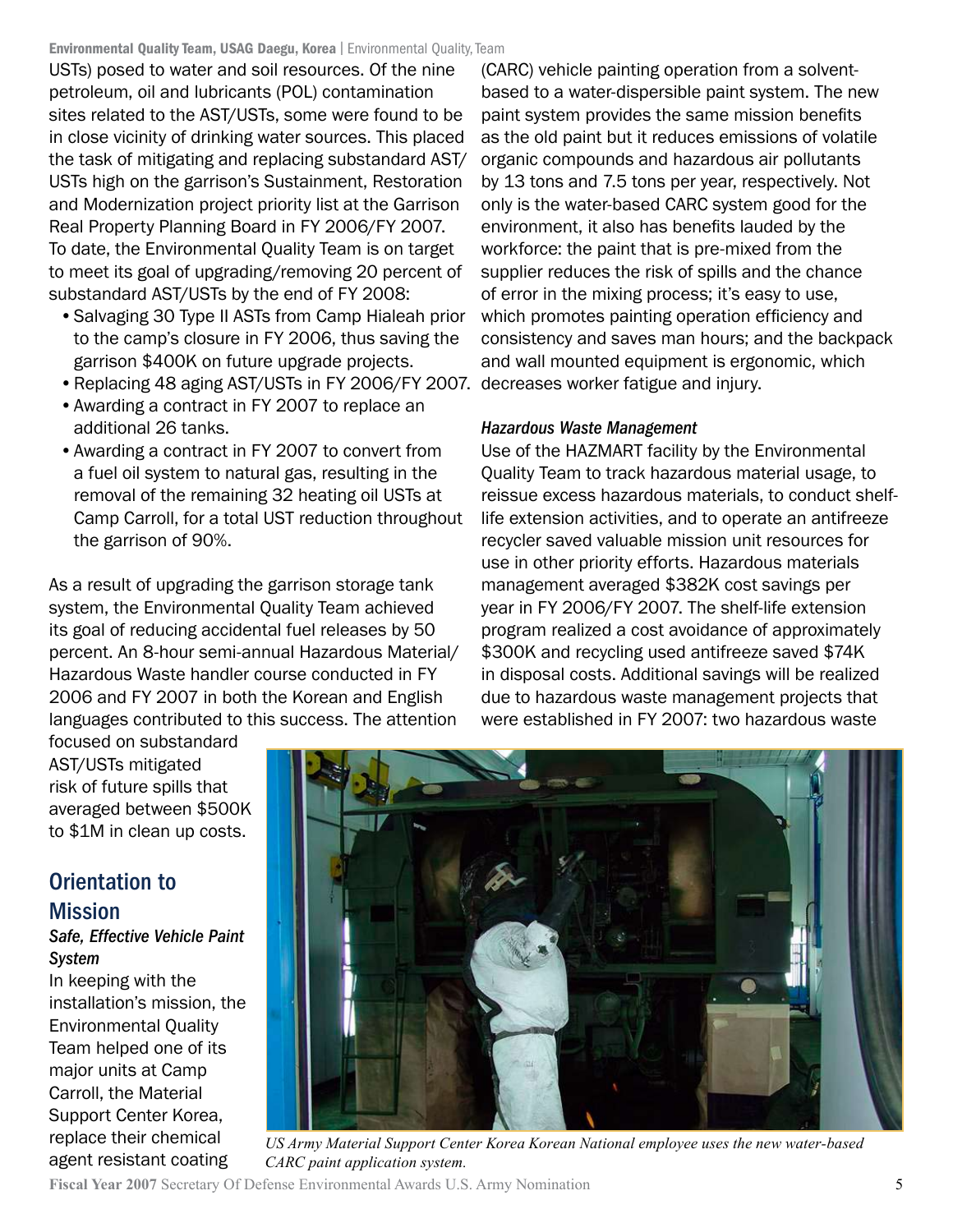USTs) posed to water and soil resources. Of the nine petroleum, oil and lubricants (POL) contamination sites related to the AST/USTs, some were found to be in close vicinity of drinking water sources. This placed the task of mitigating and replacing substandard AST/USTs high on the garrison's Sustainment, Restoration and Modernization project priority list at the Garrison Real Property Planning Board in FY 2006/FY 2007. To date, the Environmental Quality Team is on target to meet its goal of upgrading/removing 20 percent of substandard AST/USTs by the end of FY 2008:

- Salvaging 30 Type II ASTs from Camp Hialeah prior to the camp's closure in FY 2006, thus saving the garrison $400K on future upgrade projects.
- Replacing 48 aging AST/USTs in FY 2006/FY 2007.
- Awarding a contract in FY 2007 to replace an additional 26 tanks.
- Awarding a contract in FY 2007 to convert from a fuel oil system to natural gas, resulting in the removal of the remaining 32 heating oil USTs at Camp Carroll, for a total UST reduction throughout the garrison of 90%.

As a result of upgrading the garrison storage tank system, the Environmental Quality Team achieved its goal of reducing accidental fuel releases by 50 percent. An 8-hour semi-annual Hazardous Material/Hazardous Waste handler course conducted in FY 2006 and FY 2007 in both the Korean and English languages contributed to this success. The attention focused on substandard AST/USTs mitigated risk of future spills that averaged between $500K to $1M in clean up costs.

## Orientation to Mission

### *Safe, Effective Vehicle Paint System*

In keeping with the installation's mission, the Environmental Quality Team helped one of its major units at Camp Carroll, the Material Support Center Korea, replace their chemical agent resistant coating (CARC) vehicle painting operation from a solvent-based to a water-dispersible paint system. The new paint system provides the same mission benefits as the old paint but it reduces emissions of volatile organic compounds and hazardous air pollutants by 13 tons and 7.5 tons per year, respectively. Not only is the water-based CARC system good for the environment, it also has benefits lauded by the workforce: the paint that is pre-mixed from the supplier reduces the risk of spills and the chance of error in the mixing process; it's easy to use, which promotes painting operation efficiency and consistency and saves man hours; and the backpack and wall mounted equipment is ergonomic, which decreases worker fatigue and injury.

*US Army Material Support Center Korea Korean National employee uses the new water-based CARC paint application system.*

### *Hazardous Waste Management*

Use of the HAZMART facility by the Environmental Quality Team to track hazardous material usage, to reissue excess hazardous materials, to conduct shelf-life extension activities, and to operate an antifreeze recycler saved valuable mission unit resources for use in other priority efforts. Hazardous materials management averaged $382K cost savings per year in FY 2006/FY 2007. The shelf-life extension program realized a cost avoidance of approximately $300K and recycling used antifreeze saved $74K in disposal costs. Additional savings will be realized due to hazardous waste management projects that were established in FY 2007: two hazardous waste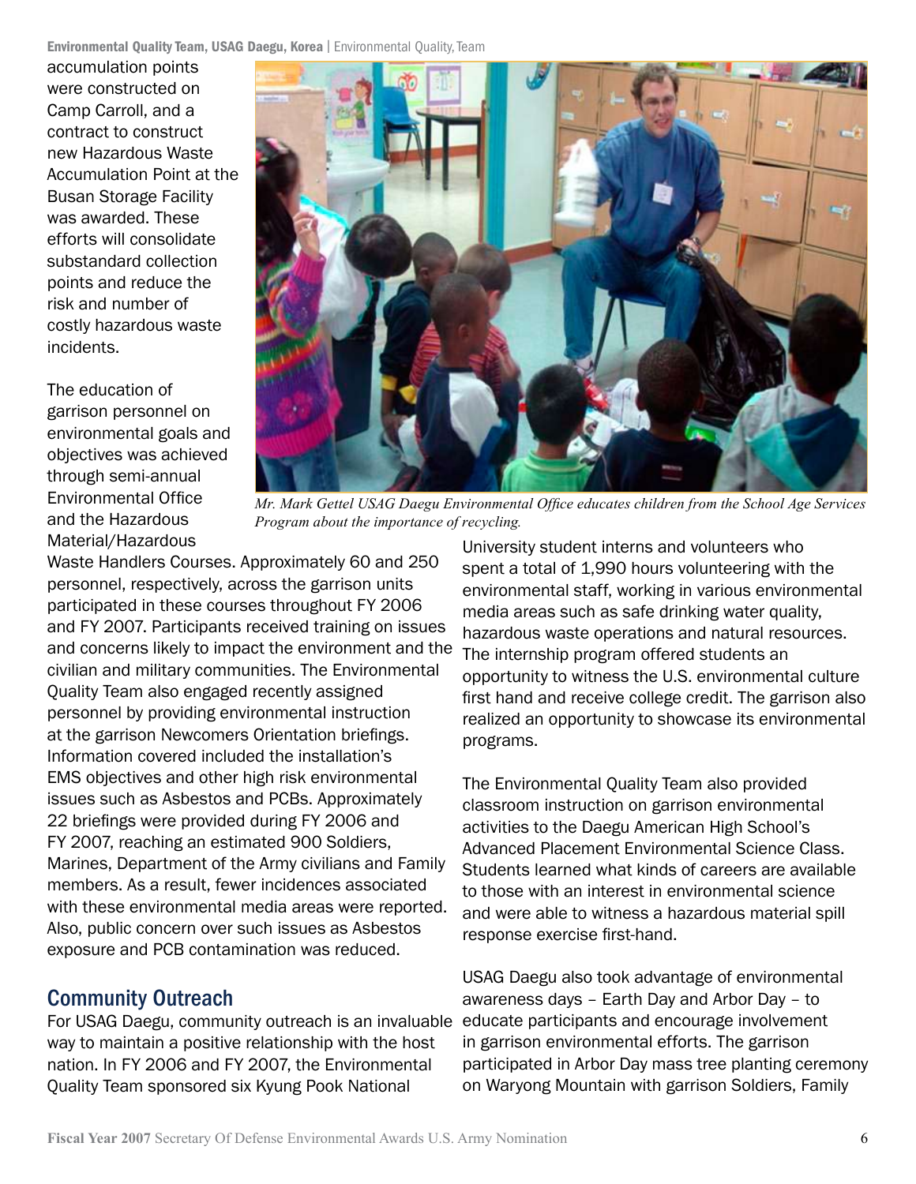accumulation points were constructed on Camp Carroll, and a contract to construct new Hazardous Waste Accumulation Point at the Busan Storage Facility was awarded. These efforts will consolidate substandard collection points and reduce the risk and number of costly hazardous waste incidents.

*Mr. Mark Gettel USAG Daegu Environmental Office educates children from the School Age Services Program about the importance of recycling.*

The education of garrison personnel on environmental goals and objectives was achieved through semi-annual Environmental Office and the Hazardous Material/Hazardous Waste Handlers Courses. Approximately 60 and 250 personnel, respectively, across the garrison units participated in these courses throughout FY 2006 and FY 2007. Participants received training on issues and concerns likely to impact the environment and the civilian and military communities. The Environmental Quality Team also engaged recently assigned personnel by providing environmental instruction at the garrison Newcomers Orientation briefings. Information covered included the installation's EMS objectives and other high risk environmental issues such as Asbestos and PCBs. Approximately 22 briefings were provided during FY 2006 and FY 2007, reaching an estimated 900 Soldiers, Marines, Department of the Army civilians and Family members. As a result, fewer incidences associated with these environmental media areas were reported. Also, public concern over such issues as Asbestos exposure and PCB contamination was reduced.

## Community Outreach

For USAG Daegu, community outreach is an invaluable way to maintain a positive relationship with the host nation. In FY 2006 and FY 2007, the Environmental Quality Team sponsored six Kyung Pook National University student interns and volunteers who spent a total of 1,990 hours volunteering with the environmental staff, working in various environmental media areas such as safe drinking water quality, hazardous waste operations and natural resources. The internship program offered students an opportunity to witness the U.S. environmental culture first hand and receive college credit. The garrison also realized an opportunity to showcase its environmental programs.

The Environmental Quality Team also provided classroom instruction on garrison environmental activities to the Daegu American High School's Advanced Placement Environmental Science Class. Students learned what kinds of careers are available to those with an interest in environmental science and were able to witness a hazardous material spill response exercise first-hand.

USAG Daegu also took advantage of environmental awareness days – Earth Day and Arbor Day – to educate participants and encourage involvement in garrison environmental efforts. The garrison participated in Arbor Day mass tree planting ceremony on Waryong Mountain with garrison Soldiers, Family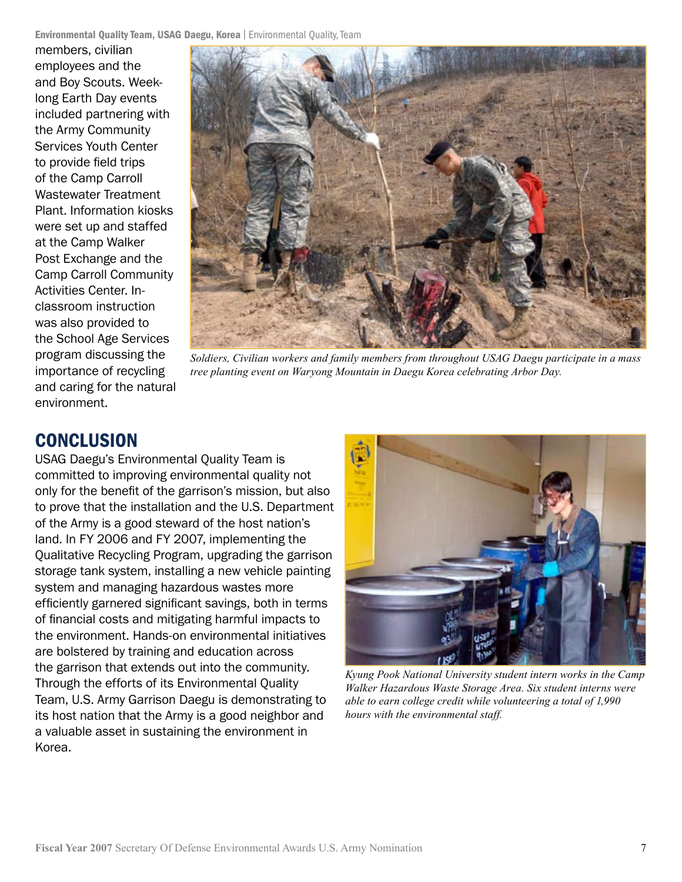members, civilian employees and the and Boy Scouts. Week-long Earth Day events included partnering with the Army Community Services Youth Center to provide field trips of the Camp Carroll Wastewater Treatment Plant. Information kiosks were set up and staffed at the Camp Walker Post Exchange and the Camp Carroll Community Activities Center. In-classroom instruction was also provided to the School Age Services program discussing the importance of recycling and caring for the natural environment.

*Soldiers, Civilian workers and family members from throughout USAG Daegu participate in a mass tree planting event on Waryong Mountain in Daegu Korea celebrating Arbor Day.*

## CONCLUSION

USAG Daegu's Environmental Quality Team is committed to improving environmental quality not only for the benefit of the garrison's mission, but also to prove that the installation and the U.S. Department of the Army is a good steward of the host nation's land. In FY 2006 and FY 2007, implementing the Qualitative Recycling Program, upgrading the garrison storage tank system, installing a new vehicle painting system and managing hazardous wastes more efficiently garnered significant savings, both in terms of financial costs and mitigating harmful impacts to the environment. Hands-on environmental initiatives are bolstered by training and education across the garrison that extends out into the community. Through the efforts of its Environmental Quality Team, U.S. Army Garrison Daegu is demonstrating to its host nation that the Army is a good neighbor and a valuable asset in sustaining the environment in Korea.

*Kyung Pook National University student intern works in the Camp Walker Hazardous Waste Storage Area. Six student interns were able to earn college credit while volunteering a total of 1,990 hours with the environmental staff.*